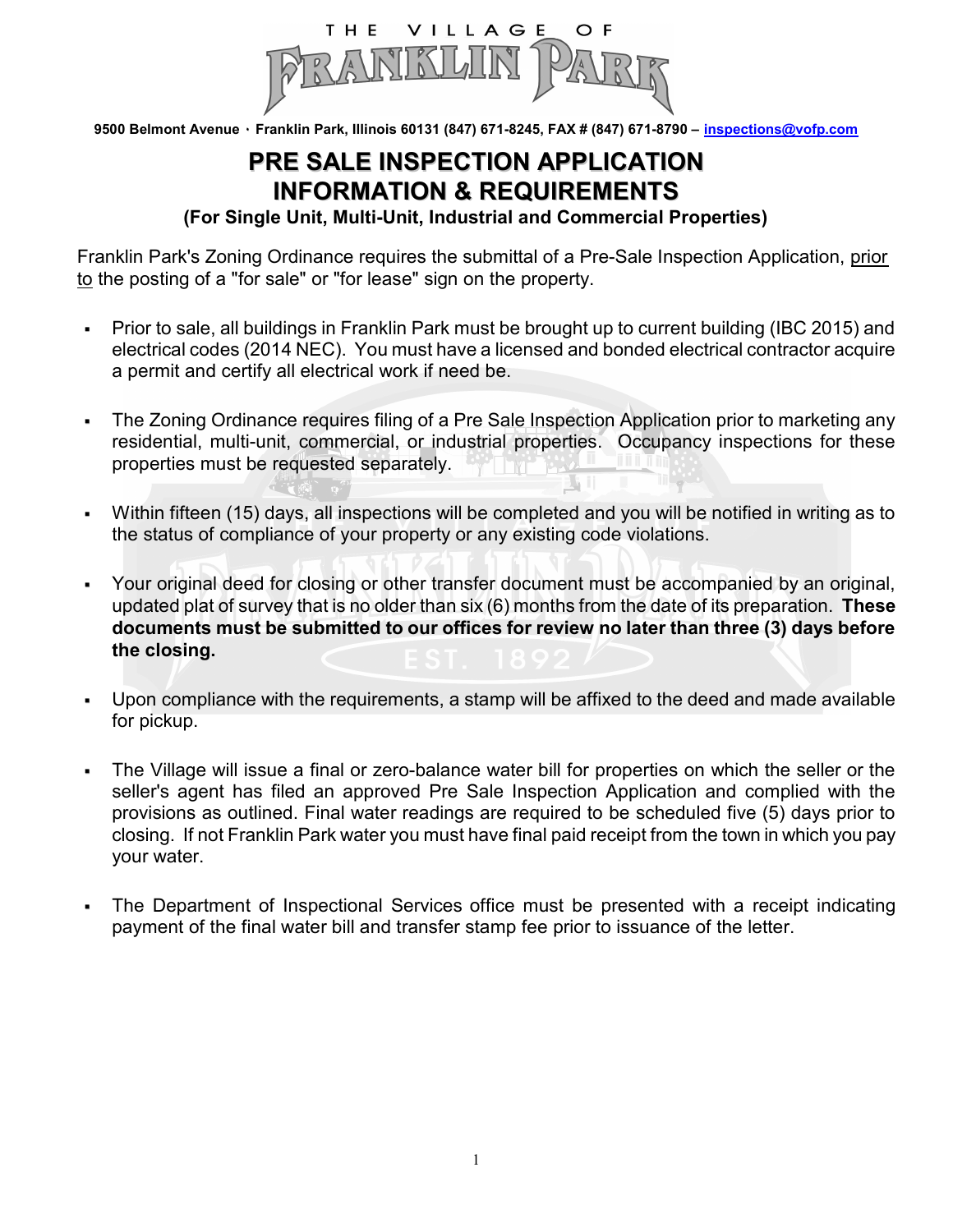THE VILLAGE OF FRANKLIN PARK

9500 Belmont Avenue · Franklin Park, Illinois 60131 (847) 671-8245, FAX # (847) 671-8790 – inspections@vofp.com

# PRE SALE INSPECTION APPLICATION INFORMATION & REQUIREMENTS

**(For Single Unit, Multi-Unit, Industrial and Commercial Properties)**

Franklin Park's Zoning Ordinance requires the submittal of a Pre-Sale Inspection Application, prior to the posting of a "for sale" or "for lease" sign on the property.

- Prior to sale, all buildings in Franklin Park must be brought up to current building (IBC 2015) and electrical codes (2014 NEC). You must have a licensed and bonded electrical contractor acquire a permit and certify all electrical work if need be.

- The Zoning Ordinance requires filing of a Pre Sale Inspection Application prior to marketing any residential, multi-unit, commercial, or industrial properties. Occupancy inspections for these properties must be requested separately.

- Within fifteen (15) days, all inspections will be completed and you will be notified in writing as to the status of compliance of your property or any existing code violations.

- Your original deed for closing or other transfer document must be accompanied by an original, updated plat of survey that is no older than six (6) months from the date of its preparation. **These documents must be submitted to our offices for review no later than three (3) days before the closing.**

- Upon compliance with the requirements, a stamp will be affixed to the deed and made available for pickup.

- The Village will issue a final or zero-balance water bill for properties on which the seller or the seller's agent has filed an approved Pre Sale Inspection Application and complied with the provisions as outlined. Final water readings are required to be scheduled five (5) days prior to closing. If not Franklin Park water you must have final paid receipt from the town in which you pay your water.

- The Department of Inspectional Services office must be presented with a receipt indicating payment of the final water bill and transfer stamp fee prior to issuance of the letter.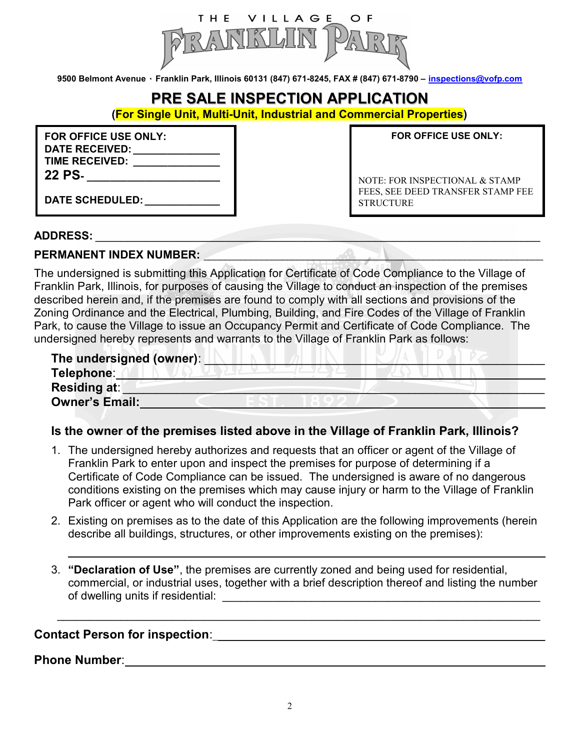THE VILLAGE OF FRANKLIN PARK

9500 Belmont Avenue · Franklin Park, Illinois 60131 (847) 671-8245, FAX # (847) 671-8790 – inspections@vofp.com

# PRE SALE INSPECTION APPLICATION

**(For Single Unit, Multi-Unit, Industrial and Commercial Properties)**

| **FOR OFFICE USE ONLY:** | **FOR OFFICE USE ONLY:** |
|---|---|
| **DATE RECEIVED:** _______________ | |
| **TIME RECEIVED:** _______________ | |
| **22 PS-** ______________________ | NOTE: FOR INSPECTIONAL & STAMP FEES, SEE DEED TRANSFER STAMP FEE STRUCTURE |
| **DATE SCHEDULED:** _____________ | |

**ADDRESS:** ________________________________________________________________

**PERMANENT INDEX NUMBER:** ________________________________________________

The undersigned is submitting this Application for Certificate of Code Compliance to the Village of Franklin Park, Illinois, for purposes of causing the Village to conduct an inspection of the premises described herein and, if the premises are found to comply with all sections and provisions of the Zoning Ordinance and the Electrical, Plumbing, Building, and Fire Codes of the Village of Franklin Park, to cause the Village to issue an Occupancy Permit and Certificate of Code Compliance. The undersigned hereby represents and warrants to the Village of Franklin Park as follows:

**The undersigned (owner)**: ________________________________________________

**Telephone**: ________________________________________________________

**Residing at**: ______________________________________________________

**Owner's Email:** ____________________________________________________

**Is the owner of the premises listed above in the Village of Franklin Park, Illinois?**

1. The undersigned hereby authorizes and requests that an officer or agent of the Village of Franklin Park to enter upon and inspect the premises for purpose of determining if a Certificate of Code Compliance can be issued. The undersigned is aware of no dangerous conditions existing on the premises which may cause injury or harm to the Village of Franklin Park officer or agent who will conduct the inspection.
2. Existing on premises as to the date of this Application are the following improvements (herein describe all buildings, structures, or other improvements existing on the premises):

   ________________________________________________________________________
3. **"Declaration of Use"**, the premises are currently zoned and being used for residential, commercial, or industrial uses, together with a brief description thereof and listing the number of dwelling units if residential: ______________________________________________

   ________________________________________________________________________

**Contact Person for inspection**: ________________________________________________

**Phone Number**: ________________________________________________________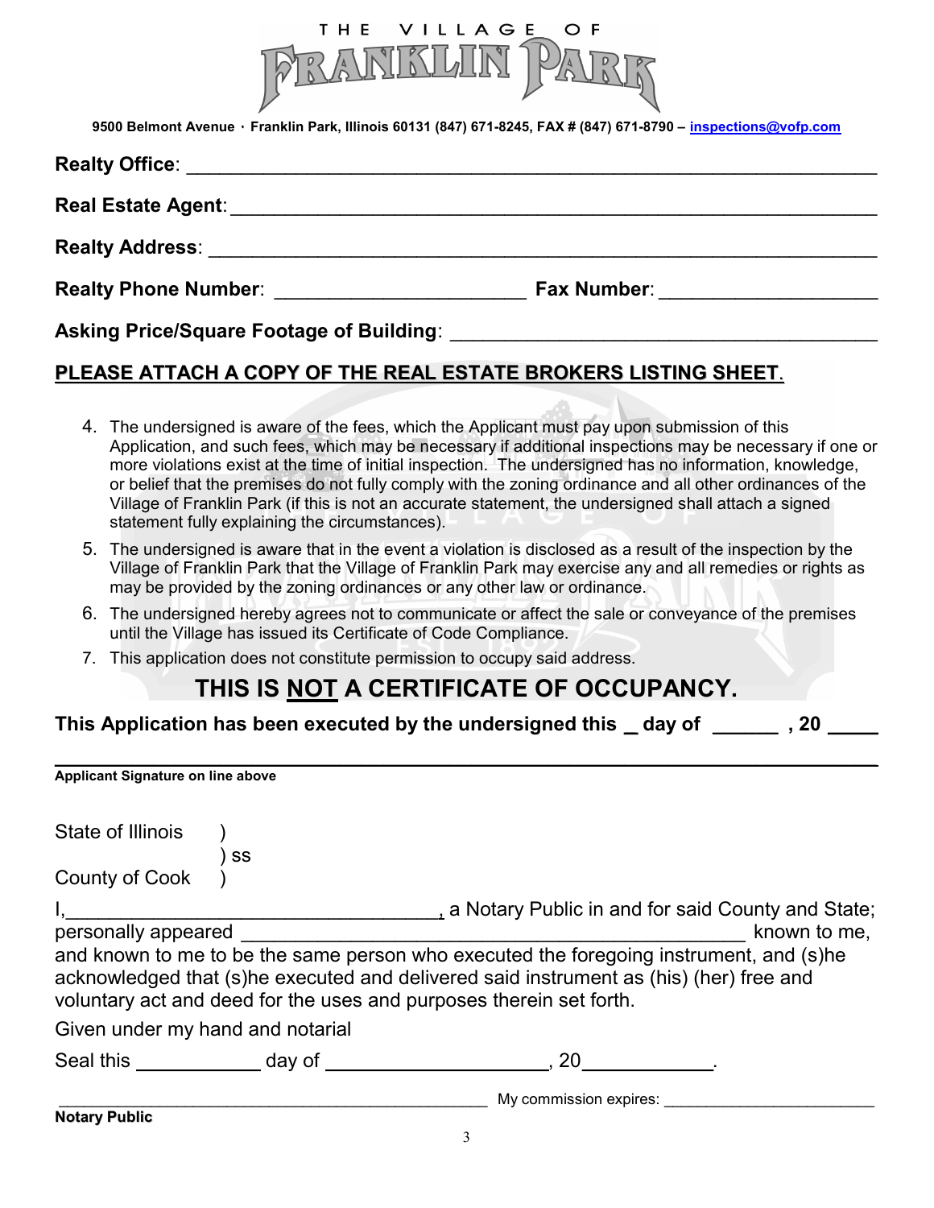THE VILLAGE OF FRANKLIN PARK

9500 Belmont Avenue · Franklin Park, Illinois 60131 (847) 671-8245, FAX # (847) 671-8790 – inspections@vofp.com

**Realty Office**: ______________________________________________________________

**Real Estate Agent**: ___________________________________________________________

**Realty Address**: _____________________________________________________________

**Realty Phone Number**: ______________________ **Fax Number**: ___________________

**Asking Price/Square Footage of Building**: ______________________________________

**PLEASE ATTACH A COPY OF THE REAL ESTATE BROKERS LISTING SHEET.**

4. The undersigned is aware of the fees, which the Applicant must pay upon submission of this Application, and such fees, which may be necessary if additional inspections may be necessary if one or more violations exist at the time of initial inspection. The undersigned has no information, knowledge, or belief that the premises do not fully comply with the zoning ordinance and all other ordinances of the Village of Franklin Park (if this is not an accurate statement, the undersigned shall attach a signed statement fully explaining the circumstances).
5. The undersigned is aware that in the event a violation is disclosed as a result of the inspection by the Village of Franklin Park that the Village of Franklin Park may exercise any and all remedies or rights as may be provided by the zoning ordinances or any other law or ordinance.
6. The undersigned hereby agrees not to communicate or affect the sale or conveyance of the premises until the Village has issued its Certificate of Code Compliance.
7. This application does not constitute permission to occupy said address.

## THIS IS NOT A CERTIFICATE OF OCCUPANCY.

**This Application has been executed by the undersigned this _ day of ______ , 20 _____**

______________________________________________________________________________

**Applicant Signature on line above**

State of Illinois )
) ss
County of Cook )

I,___________________________________, a Notary Public in and for said County and State; personally appeared ______________________________________________ known to me, and known to me to be the same person who executed the foregoing instrument, and (s)he acknowledged that (s)he executed and delivered said instrument as (his) (her) free and voluntary act and deed for the uses and purposes therein set forth.

Given under my hand and notarial

Seal this ___________ day of ____________________, 20____________.

_______________________________________________ My commission expires: ________________________

**Notary Public**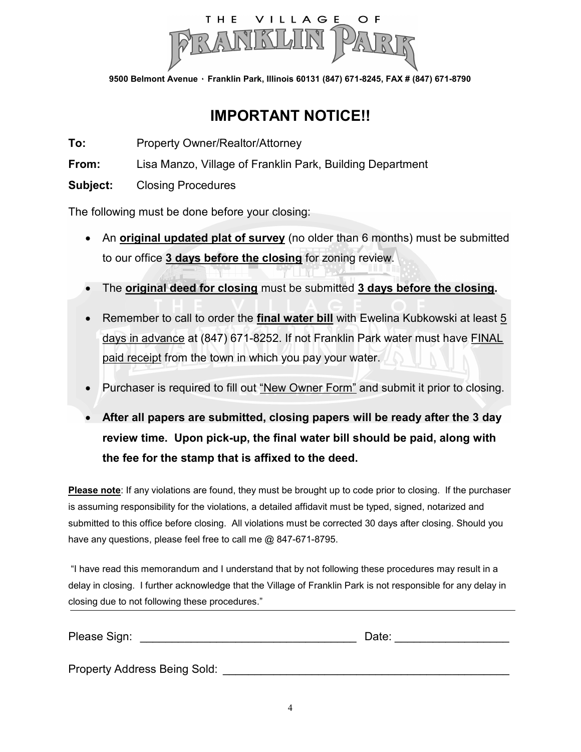THE VILLAGE OF

# FRANKLIN PARK

**9500 Belmont Avenue · Franklin Park, Illinois 60131 (847) 671-8245, FAX # (847) 671-8790**

## IMPORTANT NOTICE!!

**To:** Property Owner/Realtor/Attorney

**From:** Lisa Manzo, Village of Franklin Park, Building Department

**Subject:** Closing Procedures

The following must be done before your closing:

- An **original updated plat of survey** (no older than 6 months) must be submitted to our office **3 days before the closing** for zoning review.
- The **original deed for closing** must be submitted **3 days before the closing.**
- Remember to call to order the **final water bill** with Ewelina Kubkowski at least 5 days in advance at (847) 671-8252. If not Franklin Park water must have FINAL paid receipt from the town in which you pay your water.
- Purchaser is required to fill out "New Owner Form" and submit it prior to closing.
- **After all papers are submitted, closing papers will be ready after the 3 day review time. Upon pick-up, the final water bill should be paid, along with the fee for the stamp that is affixed to the deed.**

**Please note**: If any violations are found, they must be brought up to code prior to closing. If the purchaser is assuming responsibility for the violations, a detailed affidavit must be typed, signed, notarized and submitted to this office before closing. All violations must be corrected 30 days after closing. Should you have any questions, please feel free to call me @ 847-671-8795.

"I have read this memorandum and I understand that by not following these procedures may result in a delay in closing. I further acknowledge that the Village of Franklin Park is not responsible for any delay in closing due to not following these procedures."

Please Sign: ______________________________ Date: ________________

Property Address Being Sold: ________________________________________